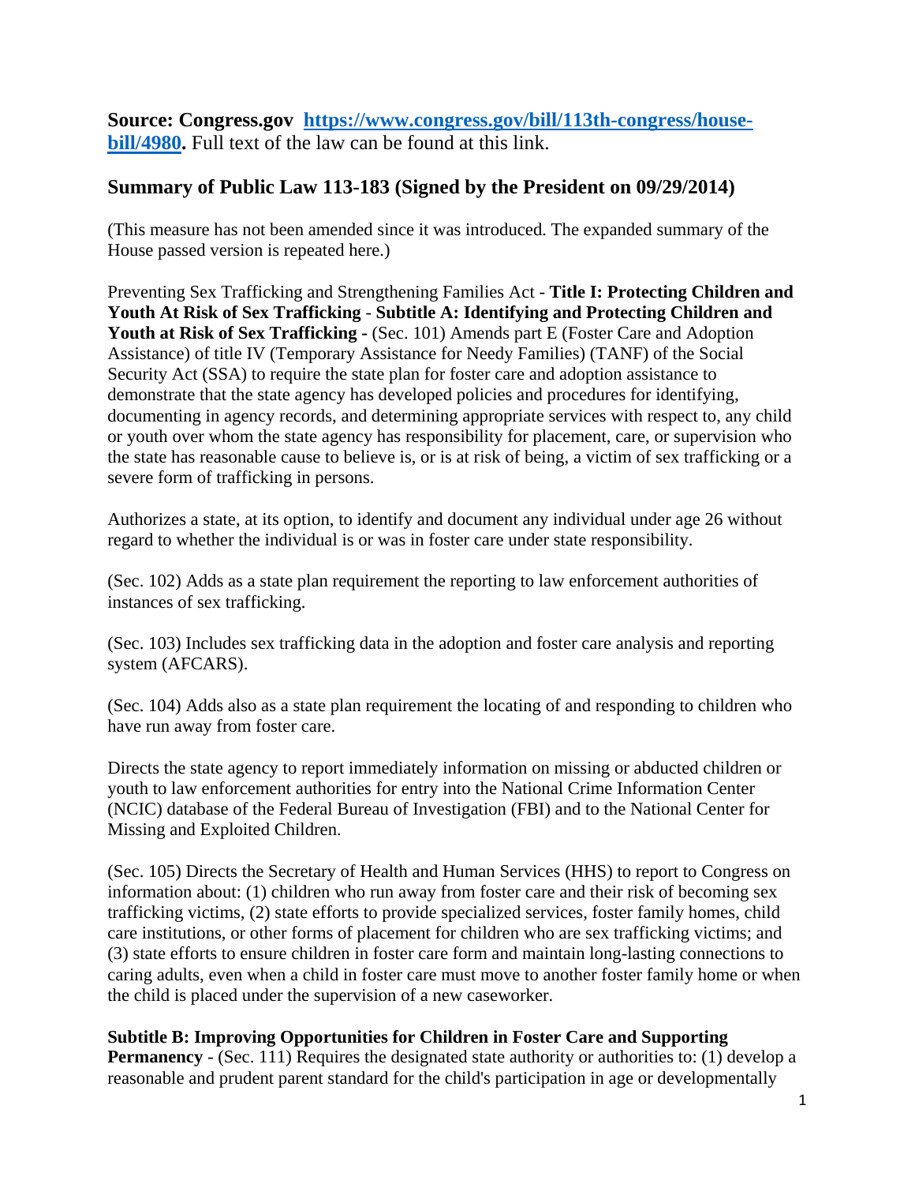**Source: Congress.gov [https://www.congress.gov/bill/113th-congress/house-bill/4980](https://www.congress.gov/bill/113th-congress/house-bill/4980).** Full text of the law can be found at this link.

## Summary of Public Law 113-183 (Signed by the President on 09/29/2014)

(This measure has not been amended since it was introduced. The expanded summary of the House passed version is repeated here.)

Preventing Sex Trafficking and Strengthening Families Act - **Title I: Protecting Children and Youth At Risk of Sex Trafficking** - **Subtitle A: Identifying and Protecting Children and Youth at Risk of Sex Trafficking -** (Sec. 101) Amends part E (Foster Care and Adoption Assistance) of title IV (Temporary Assistance for Needy Families) (TANF) of the Social Security Act (SSA) to require the state plan for foster care and adoption assistance to demonstrate that the state agency has developed policies and procedures for identifying, documenting in agency records, and determining appropriate services with respect to, any child or youth over whom the state agency has responsibility for placement, care, or supervision who the state has reasonable cause to believe is, or is at risk of being, a victim of sex trafficking or a severe form of trafficking in persons.

Authorizes a state, at its option, to identify and document any individual under age 26 without regard to whether the individual is or was in foster care under state responsibility.

(Sec. 102) Adds as a state plan requirement the reporting to law enforcement authorities of instances of sex trafficking.

(Sec. 103) Includes sex trafficking data in the adoption and foster care analysis and reporting system (AFCARS).

(Sec. 104) Adds also as a state plan requirement the locating of and responding to children who have run away from foster care.

Directs the state agency to report immediately information on missing or abducted children or youth to law enforcement authorities for entry into the National Crime Information Center (NCIC) database of the Federal Bureau of Investigation (FBI) and to the National Center for Missing and Exploited Children.

(Sec. 105) Directs the Secretary of Health and Human Services (HHS) to report to Congress on information about: (1) children who run away from foster care and their risk of becoming sex trafficking victims, (2) state efforts to provide specialized services, foster family homes, child care institutions, or other forms of placement for children who are sex trafficking victims; and (3) state efforts to ensure children in foster care form and maintain long-lasting connections to caring adults, even when a child in foster care must move to another foster family home or when the child is placed under the supervision of a new caseworker.

**Subtitle B: Improving Opportunities for Children in Foster Care and Supporting Permanency** - (Sec. 111) Requires the designated state authority or authorities to: (1) develop a reasonable and prudent parent standard for the child's participation in age or developmentally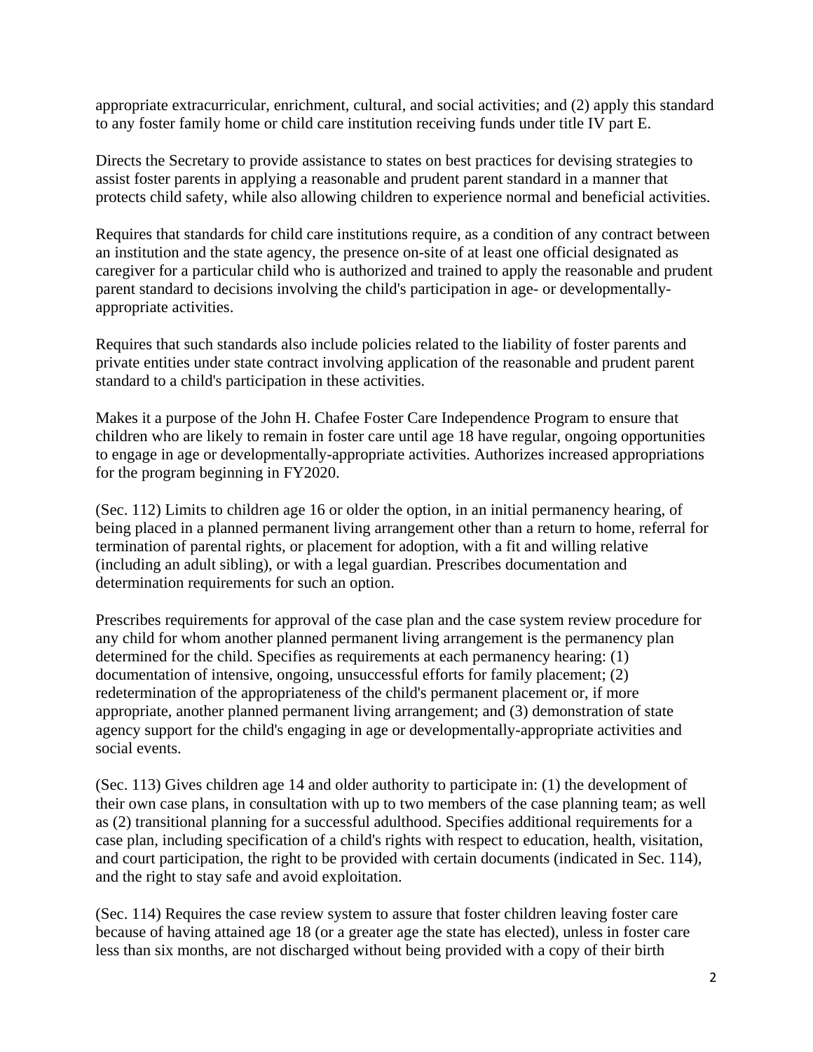appropriate extracurricular, enrichment, cultural, and social activities; and (2) apply this standard to any foster family home or child care institution receiving funds under title IV part E.

Directs the Secretary to provide assistance to states on best practices for devising strategies to assist foster parents in applying a reasonable and prudent parent standard in a manner that protects child safety, while also allowing children to experience normal and beneficial activities.

Requires that standards for child care institutions require, as a condition of any contract between an institution and the state agency, the presence on-site of at least one official designated as caregiver for a particular child who is authorized and trained to apply the reasonable and prudent parent standard to decisions involving the child's participation in age- or developmentally-appropriate activities.

Requires that such standards also include policies related to the liability of foster parents and private entities under state contract involving application of the reasonable and prudent parent standard to a child's participation in these activities.

Makes it a purpose of the John H. Chafee Foster Care Independence Program to ensure that children who are likely to remain in foster care until age 18 have regular, ongoing opportunities to engage in age or developmentally-appropriate activities. Authorizes increased appropriations for the program beginning in FY2020.

(Sec. 112) Limits to children age 16 or older the option, in an initial permanency hearing, of being placed in a planned permanent living arrangement other than a return to home, referral for termination of parental rights, or placement for adoption, with a fit and willing relative (including an adult sibling), or with a legal guardian. Prescribes documentation and determination requirements for such an option.

Prescribes requirements for approval of the case plan and the case system review procedure for any child for whom another planned permanent living arrangement is the permanency plan determined for the child. Specifies as requirements at each permanency hearing: (1) documentation of intensive, ongoing, unsuccessful efforts for family placement; (2) redetermination of the appropriateness of the child's permanent placement or, if more appropriate, another planned permanent living arrangement; and (3) demonstration of state agency support for the child's engaging in age or developmentally-appropriate activities and social events.

(Sec. 113) Gives children age 14 and older authority to participate in: (1) the development of their own case plans, in consultation with up to two members of the case planning team; as well as (2) transitional planning for a successful adulthood. Specifies additional requirements for a case plan, including specification of a child's rights with respect to education, health, visitation, and court participation, the right to be provided with certain documents (indicated in Sec. 114), and the right to stay safe and avoid exploitation.

(Sec. 114) Requires the case review system to assure that foster children leaving foster care because of having attained age 18 (or a greater age the state has elected), unless in foster care less than six months, are not discharged without being provided with a copy of their birth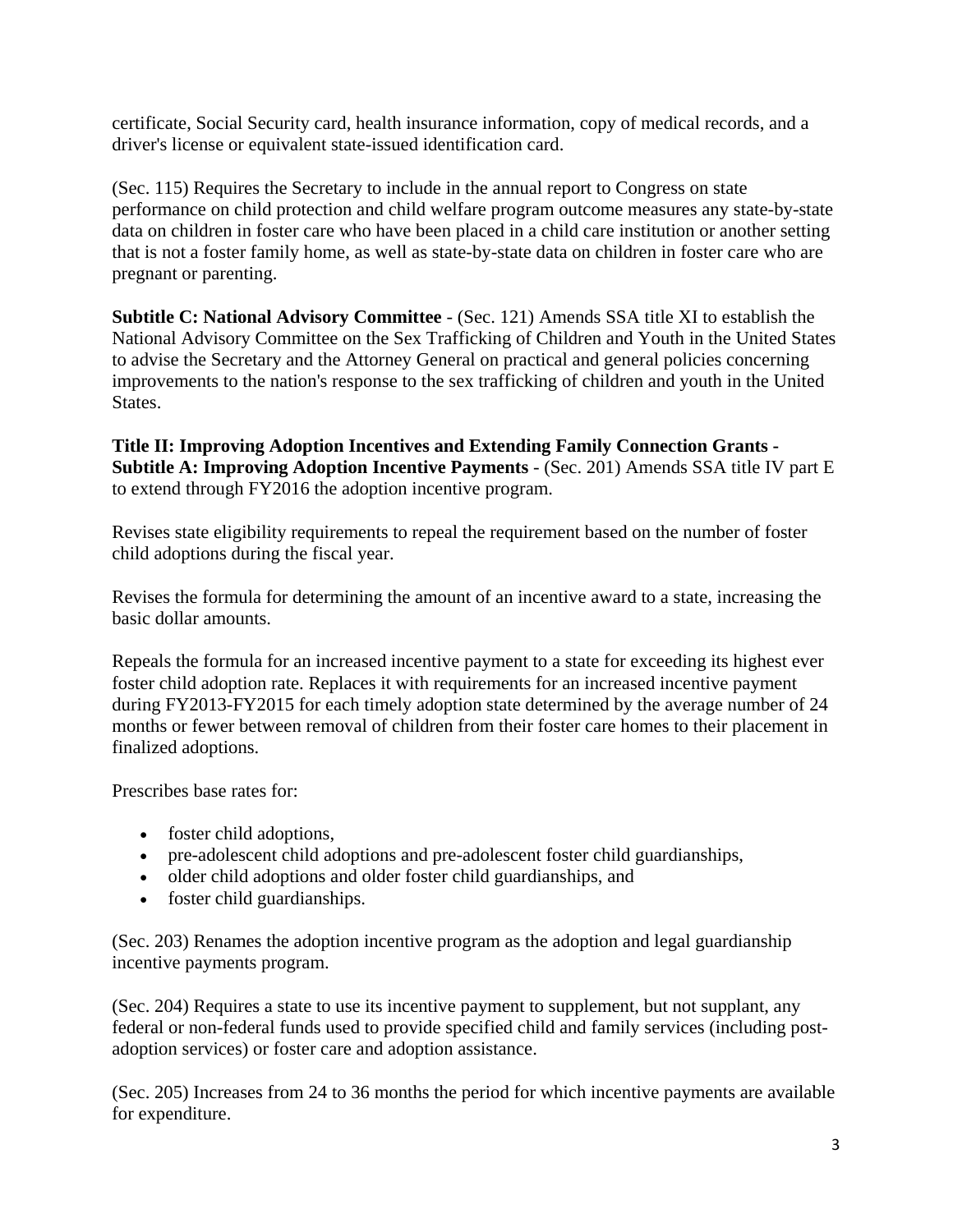certificate, Social Security card, health insurance information, copy of medical records, and a driver's license or equivalent state-issued identification card.

(Sec. 115) Requires the Secretary to include in the annual report to Congress on state performance on child protection and child welfare program outcome measures any state-by-state data on children in foster care who have been placed in a child care institution or another setting that is not a foster family home, as well as state-by-state data on children in foster care who are pregnant or parenting.

**Subtitle C: National Advisory Committee** - (Sec. 121) Amends SSA title XI to establish the National Advisory Committee on the Sex Trafficking of Children and Youth in the United States to advise the Secretary and the Attorney General on practical and general policies concerning improvements to the nation's response to the sex trafficking of children and youth in the United States.

**Title II: Improving Adoption Incentives and Extending Family Connection Grants - Subtitle A: Improving Adoption Incentive Payments** - (Sec. 201) Amends SSA title IV part E to extend through FY2016 the adoption incentive program.

Revises state eligibility requirements to repeal the requirement based on the number of foster child adoptions during the fiscal year.

Revises the formula for determining the amount of an incentive award to a state, increasing the basic dollar amounts.

Repeals the formula for an increased incentive payment to a state for exceeding its highest ever foster child adoption rate. Replaces it with requirements for an increased incentive payment during FY2013-FY2015 for each timely adoption state determined by the average number of 24 months or fewer between removal of children from their foster care homes to their placement in finalized adoptions.

Prescribes base rates for:

- foster child adoptions,
- pre-adolescent child adoptions and pre-adolescent foster child guardianships,
- older child adoptions and older foster child guardianships, and
- foster child guardianships.

(Sec. 203) Renames the adoption incentive program as the adoption and legal guardianship incentive payments program.

(Sec. 204) Requires a state to use its incentive payment to supplement, but not supplant, any federal or non-federal funds used to provide specified child and family services (including post-adoption services) or foster care and adoption assistance.

(Sec. 205) Increases from 24 to 36 months the period for which incentive payments are available for expenditure.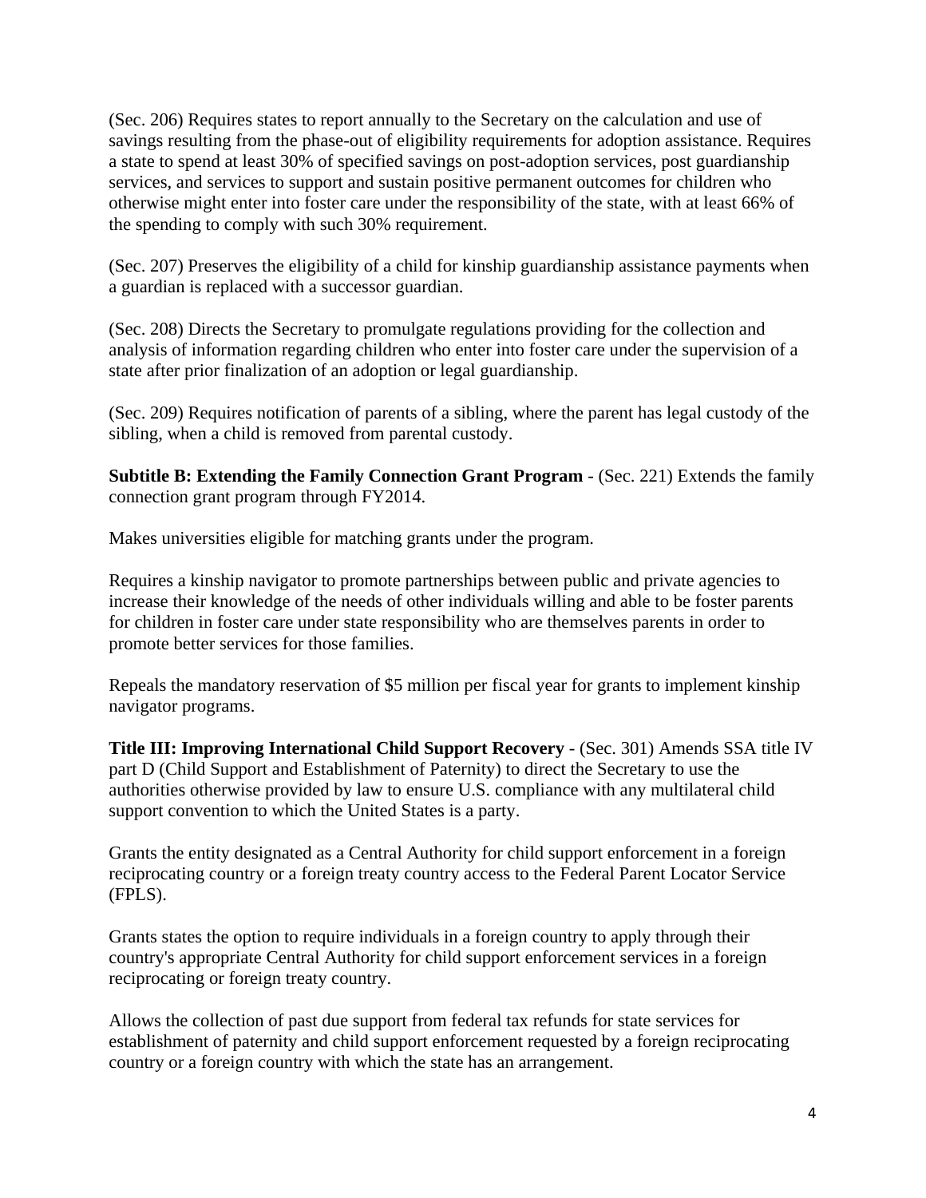(Sec. 206) Requires states to report annually to the Secretary on the calculation and use of savings resulting from the phase-out of eligibility requirements for adoption assistance. Requires a state to spend at least 30% of specified savings on post-adoption services, post guardianship services, and services to support and sustain positive permanent outcomes for children who otherwise might enter into foster care under the responsibility of the state, with at least 66% of the spending to comply with such 30% requirement.

(Sec. 207) Preserves the eligibility of a child for kinship guardianship assistance payments when a guardian is replaced with a successor guardian.

(Sec. 208) Directs the Secretary to promulgate regulations providing for the collection and analysis of information regarding children who enter into foster care under the supervision of a state after prior finalization of an adoption or legal guardianship.

(Sec. 209) Requires notification of parents of a sibling, where the parent has legal custody of the sibling, when a child is removed from parental custody.

**Subtitle B: Extending the Family Connection Grant Program** - (Sec. 221) Extends the family connection grant program through FY2014.

Makes universities eligible for matching grants under the program.

Requires a kinship navigator to promote partnerships between public and private agencies to increase their knowledge of the needs of other individuals willing and able to be foster parents for children in foster care under state responsibility who are themselves parents in order to promote better services for those families.

Repeals the mandatory reservation of $5 million per fiscal year for grants to implement kinship navigator programs.

**Title III: Improving International Child Support Recovery** - (Sec. 301) Amends SSA title IV part D (Child Support and Establishment of Paternity) to direct the Secretary to use the authorities otherwise provided by law to ensure U.S. compliance with any multilateral child support convention to which the United States is a party.

Grants the entity designated as a Central Authority for child support enforcement in a foreign reciprocating country or a foreign treaty country access to the Federal Parent Locator Service (FPLS).

Grants states the option to require individuals in a foreign country to apply through their country's appropriate Central Authority for child support enforcement services in a foreign reciprocating or foreign treaty country.

Allows the collection of past due support from federal tax refunds for state services for establishment of paternity and child support enforcement requested by a foreign reciprocating country or a foreign country with which the state has an arrangement.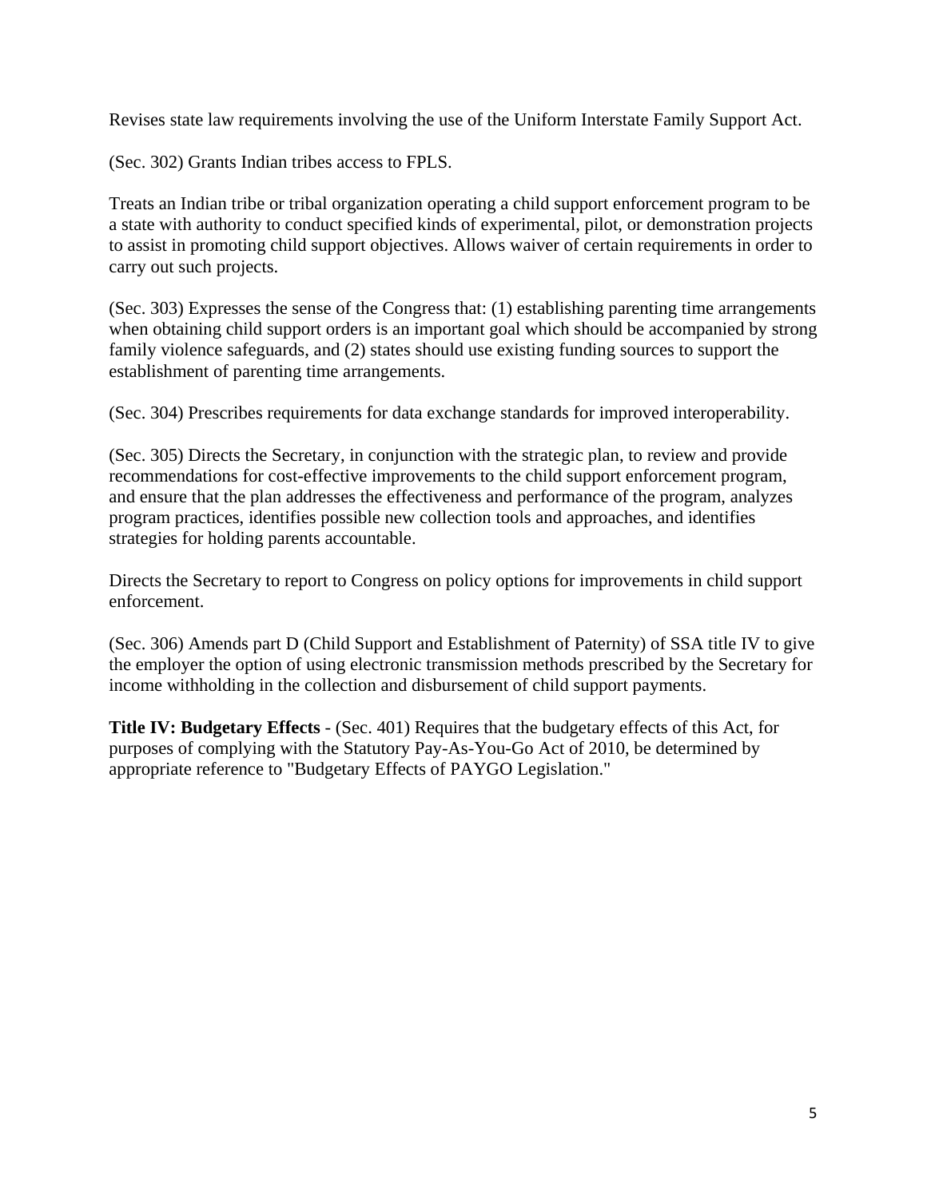Revises state law requirements involving the use of the Uniform Interstate Family Support Act.

(Sec. 302) Grants Indian tribes access to FPLS.

Treats an Indian tribe or tribal organization operating a child support enforcement program to be a state with authority to conduct specified kinds of experimental, pilot, or demonstration projects to assist in promoting child support objectives. Allows waiver of certain requirements in order to carry out such projects.

(Sec. 303) Expresses the sense of the Congress that: (1) establishing parenting time arrangements when obtaining child support orders is an important goal which should be accompanied by strong family violence safeguards, and (2) states should use existing funding sources to support the establishment of parenting time arrangements.

(Sec. 304) Prescribes requirements for data exchange standards for improved interoperability.

(Sec. 305) Directs the Secretary, in conjunction with the strategic plan, to review and provide recommendations for cost-effective improvements to the child support enforcement program, and ensure that the plan addresses the effectiveness and performance of the program, analyzes program practices, identifies possible new collection tools and approaches, and identifies strategies for holding parents accountable.

Directs the Secretary to report to Congress on policy options for improvements in child support enforcement.

(Sec. 306) Amends part D (Child Support and Establishment of Paternity) of SSA title IV to give the employer the option of using electronic transmission methods prescribed by the Secretary for income withholding in the collection and disbursement of child support payments.

**Title IV: Budgetary Effects** - (Sec. 401) Requires that the budgetary effects of this Act, for purposes of complying with the Statutory Pay-As-You-Go Act of 2010, be determined by appropriate reference to "Budgetary Effects of PAYGO Legislation."